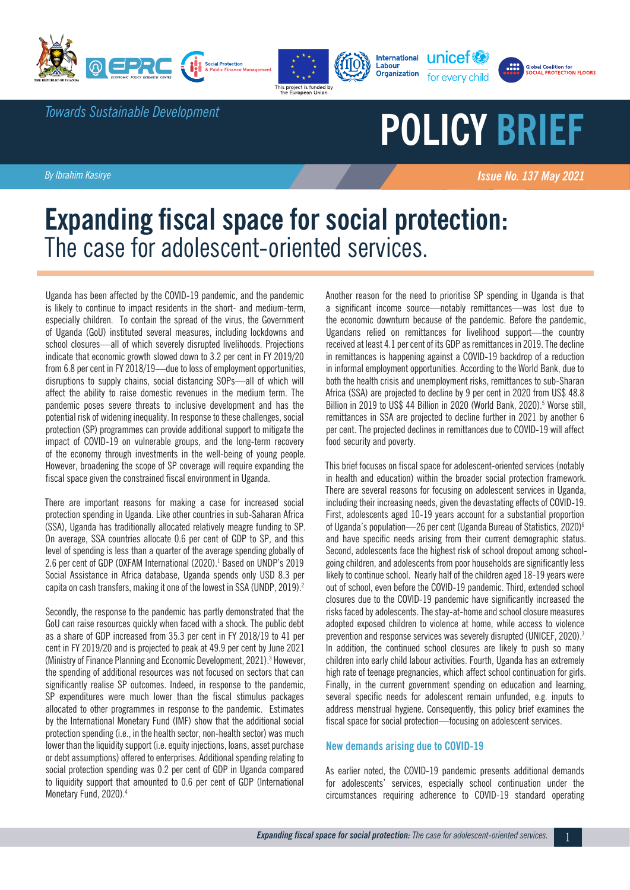*Towards Sustainable Development*

# POLICY BRIEF

*By Ibrahim Kasirye*

***Issue No. 137 May 2021***

# Expanding fiscal space for social protection: The case for adolescent-oriented services.

Uganda has been affected by the COVID-19 pandemic, and the pandemic is likely to continue to impact residents in the short- and medium-term, especially children. To contain the spread of the virus, the Government of Uganda (GoU) instituted several measures, including lockdowns and school closures—all of which severely disrupted livelihoods. Projections indicate that economic growth slowed down to 3.2 per cent in FY 2019/20 from 6.8 per cent in FY 2018/19—due to loss of employment opportunities, disruptions to supply chains, social distancing SOPs—all of which will affect the ability to raise domestic revenues in the medium term. The pandemic poses severe threats to inclusive development and has the potential risk of widening inequality. In response to these challenges, social protection (SP) programmes can provide additional support to mitigate the impact of COVID-19 on vulnerable groups, and the long-term recovery of the economy through investments in the well-being of young people. However, broadening the scope of SP coverage will require expanding the fiscal space given the constrained fiscal environment in Uganda.

There are important reasons for making a case for increased social protection spending in Uganda. Like other countries in sub-Saharan Africa (SSA), Uganda has traditionally allocated relatively meagre funding to SP. On average, SSA countries allocate 0.6 per cent of GDP to SP, and this level of spending is less than a quarter of the average spending globally of 2.6 per cent of GDP (OXFAM International (2020).[1] Based on UNDP's 2019 Social Assistance in Africa database, Uganda spends only USD 8.3 per capita on cash transfers, making it one of the lowest in SSA (UNDP, 2019).[2]

Secondly, the response to the pandemic has partly demonstrated that the GoU can raise resources quickly when faced with a shock. The public debt as a share of GDP increased from 35.3 per cent in FY 2018/19 to 41 per cent in FY 2019/20 and is projected to peak at 49.9 per cent by June 2021 (Ministry of Finance Planning and Economic Development, 2021).[3] However, the spending of additional resources was not focused on sectors that can significantly realise SP outcomes. Indeed, in response to the pandemic, SP expenditures were much lower than the fiscal stimulus packages allocated to other programmes in response to the pandemic. Estimates by the International Monetary Fund (IMF) show that the additional social protection spending (i.e., in the health sector, non-health sector) was much lower than the liquidity support (i.e. equity injections, loans, asset purchase or debt assumptions) offered to enterprises. Additional spending relating to social protection spending was 0.2 per cent of GDP in Uganda compared to liquidity support that amounted to 0.6 per cent of GDP (International Monetary Fund, 2020).[4]

Another reason for the need to prioritise SP spending in Uganda is that a significant income source—notably remittances—was lost due to the economic downturn because of the pandemic. Before the pandemic, Ugandans relied on remittances for livelihood support—the country received at least 4.1 per cent of its GDP as remittances in 2019. The decline in remittances is happening against a COVID-19 backdrop of a reduction in informal employment opportunities. According to the World Bank, due to both the health crisis and unemployment risks, remittances to sub-Sharan Africa (SSA) are projected to decline by 9 per cent in 2020 from US$ 48.8 Billion in 2019 to US$ 44 Billion in 2020 (World Bank, 2020).[5] Worse still, remittances in SSA are projected to decline further in 2021 by another 6 per cent. The projected declines in remittances due to COVID-19 will affect food security and poverty.

This brief focuses on fiscal space for adolescent-oriented services (notably in health and education) within the broader social protection framework. There are several reasons for focusing on adolescent services in Uganda, including their increasing needs, given the devastating effects of COVID-19. First, adolescents aged 10-19 years account for a substantial proportion of Uganda's population—26 per cent (Uganda Bureau of Statistics, 2020)[6] and have specific needs arising from their current demographic status. Second, adolescents face the highest risk of school dropout among school-going children, and adolescents from poor households are significantly less likely to continue school. Nearly half of the children aged 18-19 years were out of school, even before the COVID-19 pandemic. Third, extended school closures due to the COVID-19 pandemic have significantly increased the risks faced by adolescents. The stay-at-home and school closure measures adopted exposed children to violence at home, while access to violence prevention and response services was severely disrupted (UNICEF, 2020).[7] In addition, the continued school closures are likely to push so many children into early child labour activities. Fourth, Uganda has an extremely high rate of teenage pregnancies, which affect school continuation for girls. Finally, in the current government spending on education and learning, several specific needs for adolescent remain unfunded, e.g. inputs to address menstrual hygiene. Consequently, this policy brief examines the fiscal space for social protection—focusing on adolescent services.

## New demands arising due to COVID-19

As earlier noted, the COVID-19 pandemic presents additional demands for adolescents' services, especially school continuation under the circumstances requiring adherence to COVID-19 standard operating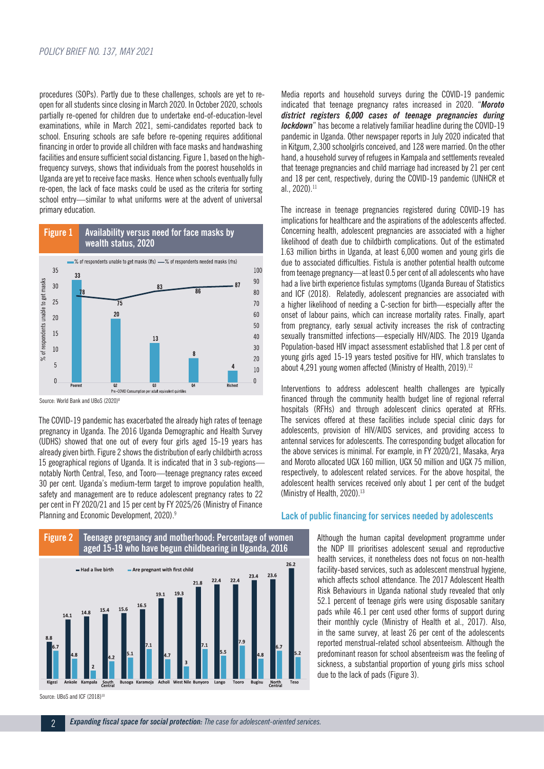procedures (SOPs). Partly due to these challenges, schools are yet to re-open for all students since closing in March 2020. In October 2020, schools partially re-opened for children due to undertake end-of-education-level examinations, while in March 2021, semi-candidates reported back to school. Ensuring schools are safe before re-opening requires additional financing in order to provide all children with face masks and handwashing facilities and ensure sufficient social distancing. Figure 1, based on the high-frequency surveys, shows that individuals from the poorest households in Uganda are yet to receive face masks. Hence when schools eventually fully re-open, the lack of face masks could be used as the criteria for sorting school entry—similar to what uniforms were at the advent of universal primary education.

**Figure 1 Availability versus need for face masks by wealth status, 2020**

| Pre-COVID Consumption per adult equivalent quintiles | % of respondents unable to get masks (lhs) | % of respondents needed masks (rhs) |
|---|---|---|
| Poorest | 33 | 78 |
| Q2 | 20 | 75 |
| Q3 | 13 | 83 |
| Q4 | 8 | 86 |
| Richest | 4 | 87 |

Source: World Bank and UBoS (2020)[8]

The COVID-19 pandemic has exacerbated the already high rates of teenage pregnancy in Uganda. The 2016 Uganda Demographic and Health Survey (UDHS) showed that one out of every four girls aged 15-19 years has already given birth. Figure 2 shows the distribution of early childbirth across 15 geographical regions of Uganda. It is indicated that in 3 sub-regions—notably North Central, Teso, and Tooro—teenage pregnancy rates exceed 30 per cent. Uganda's medium-term target to improve population health, safety and management are to reduce adolescent pregnancy rates to 22 per cent in FY 2020/21 and 15 per cent by FY 2025/26 (Ministry of Finance Planning and Economic Development, 2020).[9]

**Figure 2 Teenage pregnancy and motherhood: Percentage of women aged 15-19 who have begun childbearing in Uganda, 2016**

| Region | Had a live birth | Are pregnant with first child |
|---|---|---|
| Kigezi | 8.8 | 6.7 |
| Ankole | 14.1 | 4.8 |
| Kampala | 14.8 | 2 |
| South Central | 15.4 | 4.2 |
| Busoga | 15.6 | 5.1 |
| Karamoja | 16.5 | 7.1 |
| Acholi | 19.1 | 4.7 |
| West Nile | 19.3 | 3 |
| Bunyoro | 21.8 | 7.1 |
| Lango | 22.4 | 5.5 |
| Tooro | 22.4 | 7.9 |
| Bugisu | 23.4 | 4.8 |
| North Central | 23.6 | 6.7 |
| Teso | 26.2 | 5.2 |

Source: UBoS and ICF (2018)[10]

Media reports and household surveys during the COVID-19 pandemic indicated that teenage pregnancy rates increased in 2020. "***Moroto district registers 6,000 cases of teenage pregnancies during lockdown***" has become a relatively familiar headline during the COVID-19 pandemic in Uganda. Other newspaper reports in July 2020 indicated that in Kitgum, 2,300 schoolgirls conceived, and 128 were married. On the other hand, a household survey of refugees in Kampala and settlements revealed that teenage pregnancies and child marriage had increased by 21 per cent and 18 per cent, respectively, during the COVID-19 pandemic (UNHCR et al., 2020).[11]

The increase in teenage pregnancies registered during COVID-19 has implications for healthcare and the aspirations of the adolescents affected. Concerning health, adolescent pregnancies are associated with a higher likelihood of death due to childbirth complications. Out of the estimated 1.63 million births in Uganda, at least 6,000 women and young girls die due to associated difficulties. Fistula is another potential health outcome from teenage pregnancy—at least 0.5 per cent of all adolescents who have had a live birth experience fistulas symptoms (Uganda Bureau of Statistics and ICF (2018). Relatedly, adolescent pregnancies are associated with a higher likelihood of needing a C-section for birth—especially after the onset of labour pains, which can increase mortality rates. Finally, apart from pregnancy, early sexual activity increases the risk of contracting sexually transmitted infections—especially HIV/AIDS. The 2019 Uganda Population-based HIV impact assessment established that 1.8 per cent of young girls aged 15-19 years tested positive for HIV, which translates to about 4,291 young women affected (Ministry of Health, 2019).[12]

Interventions to address adolescent health challenges are typically financed through the community health budget line of regional referral hospitals (RFHs) and through adolescent clinics operated at RFHs. The services offered at these facilities include special clinic days for adolescents, provision of HIV/AIDS services, and providing access to antennal services for adolescents. The corresponding budget allocation for the above services is minimal. For example, in FY 2020/21, Masaka, Arya and Moroto allocated UGX 160 million, UGX 50 million and UGX 75 million, respectively, to adolescent related services. For the above hospital, the adolescent health services received only about 1 per cent of the budget (Ministry of Health, 2020).[13]

## Lack of public financing for services needed by adolescents

Although the human capital development programme under the NDP III prioritises adolescent sexual and reproductive health services, it nonetheless does not focus on non-health facility-based services, such as adolescent menstrual hygiene, which affects school attendance. The 2017 Adolescent Health Risk Behaviours in Uganda national study revealed that only 52.1 percent of teenage girls were using disposable sanitary pads while 46.1 per cent used other forms of support during their monthly cycle (Ministry of Health et al., 2017). Also, in the same survey, at least 26 per cent of the adolescents reported menstrual-related school absenteeism. Although the predominant reason for school absenteeism was the feeling of sickness, a substantial proportion of young girls miss school due to the lack of pads (Figure 3).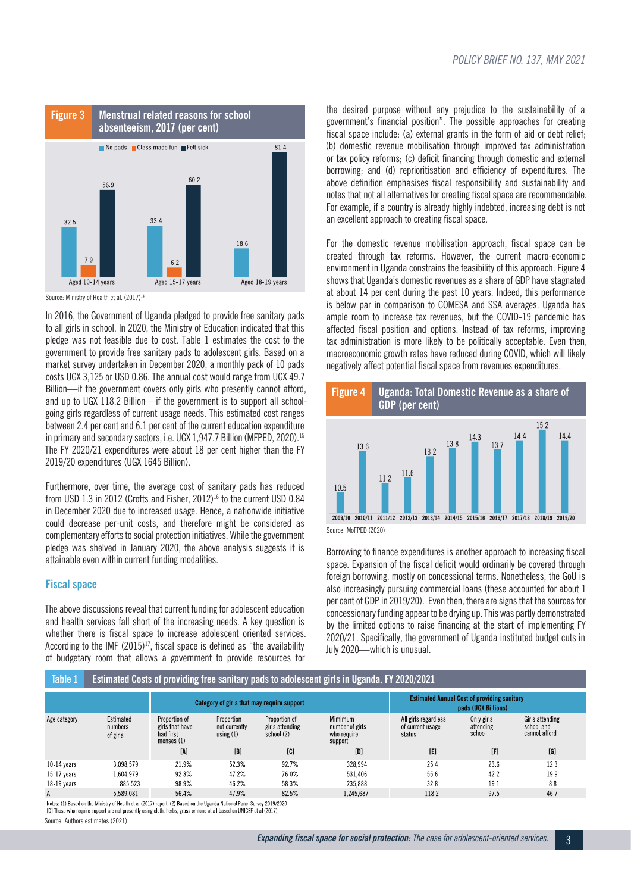**Figure 3 Menstrual related reasons for school absenteeism, 2017 (per cent)**

| | No pads | Class made fun | Felt sick |
|---|---|---|---|
| Aged 10-14 years | 32.5 | 7.9 | 56.9 |
| Aged 15-17 years | 33.4 | 6.2 | 60.2 |
| Aged 18-19 years | 18.6 | | 81.4 |

Source: Ministry of Health et al. (2017)[14]

In 2016, the Government of Uganda pledged to provide free sanitary pads to all girls in school. In 2020, the Ministry of Education indicated that this pledge was not feasible due to cost. Table 1 estimates the cost to the government to provide free sanitary pads to adolescent girls. Based on a market survey undertaken in December 2020, a monthly pack of 10 pads costs UGX 3,125 or USD 0.86. The annual cost would range from UGX 49.7 Billion—if the government covers only girls who presently cannot afford, and up to UGX 118.2 Billion—if the government is to support all school-going girls regardless of current usage needs. This estimated cost ranges between 2.4 per cent and 6.1 per cent of the current education expenditure in primary and secondary sectors, i.e. UGX 1,947.7 Billion (MFPED, 2020).[15] The FY 2020/21 expenditures were about 18 per cent higher than the FY 2019/20 expenditures (UGX 1645 Billion).

Furthermore, over time, the average cost of sanitary pads has reduced from USD 1.3 in 2012 (Crofts and Fisher, 2012)[16] to the current USD 0.84 in December 2020 due to increased usage. Hence, a nationwide initiative could decrease per-unit costs, and therefore might be considered as complementary efforts to social protection initiatives. While the government pledge was shelved in January 2020, the above analysis suggests it is attainable even within current funding modalities.

## Fiscal space

The above discussions reveal that current funding for adolescent education and health services fall short of the increasing needs. A key question is whether there is fiscal space to increase adolescent oriented services. According to the IMF (2015)[17], fiscal space is defined as "the availability of budgetary room that allows a government to provide resources for the desired purpose without any prejudice to the sustainability of a government's financial position". The possible approaches for creating fiscal space include: (a) external grants in the form of aid or debt relief; (b) domestic revenue mobilisation through improved tax administration or tax policy reforms; (c) deficit financing through domestic and external borrowing; and (d) reprioritisation and efficiency of expenditures. The above definition emphasises fiscal responsibility and sustainability and notes that not all alternatives for creating fiscal space are recommendable. For example, if a country is already highly indebted, increasing debt is not an excellent approach to creating fiscal space.

For the domestic revenue mobilisation approach, fiscal space can be created through tax reforms. However, the current macro-economic environment in Uganda constrains the feasibility of this approach. Figure 4 shows that Uganda's domestic revenues as a share of GDP have stagnated at about 14 per cent during the past 10 years. Indeed, this performance is below par in comparison to COMESA and SSA averages. Uganda has ample room to increase tax revenues, but the COVID-19 pandemic has affected fiscal position and options. Instead of tax reforms, improving tax administration is more likely to be politically acceptable. Even then, macroeconomic growth rates have reduced during COVID, which will likely negatively affect potential fiscal space from revenues expenditures.

**Figure 4 Uganda: Total Domestic Revenue as a share of GDP (per cent)**

| 2009/10 | 2010/11 | 2011/12 | 2012/13 | 2013/14 | 2014/15 | 2015/16 | 2016/17 | 2017/18 | 2018/19 | 2019/20 |
|---|---|---|---|---|---|---|---|---|---|---|
| 10.5 | 13.6 | 11.2 | 11.6 | 13.2 | 13.8 | 14.3 | 13.7 | 14.4 | 15.2 | 14.4 |

Source: MoFPED (2020)

Borrowing to finance expenditures is another approach to increasing fiscal space. Expansion of the fiscal deficit would ordinarily be covered through foreign borrowing, mostly on concessional terms. Nonetheless, the GoU is also increasingly pursuing commercial loans (these accounted for about 1 per cent of GDP in 2019/20). Even then, there are signs that the sources for concessionary funding appear to be drying up. This was partly demonstrated by the limited options to raise financing at the start of implementing FY 2020/21. Specifically, the government of Uganda instituted budget cuts in July 2020—which is unusual.

**Table 1 Estimated Costs of providing free sanitary pads to adolescent girls in Uganda, FY 2020/2021**

| | | Category of girls that may require support | | | | Estimated Annual Cost of providing sanitary pads (UGX Billions) | | |
|---|---|---|---|---|---|---|---|---|
| Age category | Estimated numbers of girls | Proportion of girls that have had first menses (1) | Proportion not currently using (1) | Proportion of girls attending school (2) | Mimimum number of girls who require support | All girls regardless of current usage status | Only girls attending school | Girls attending school and cannot afford |
| | | [A] | [B] | [C] | [D] | [E] | [F] | [G] |
| 10-14 years | 3,098,579 | 21.9% | 52.3% | 92.7% | 328,994 | 25.4 | 23.6 | 12.3 |
| 15-17 years | 1,604,979 | 92.3% | 47.2% | 76.0% | 531,406 | 55.6 | 42.2 | 19.9 |
| 18-19 years | 885,523 | 98.9% | 46.2% | 58.3% | 235,888 | 32.8 | 19.1 | 8.8 |
| All | 5,589,081 | 56.4% | 47.9% | 82.5% | 1,245,687 | 118.2 | 97.5 | 46.7 |

Notes: (1) Based on the Ministry of Health et al (2017) report. (2) Based on the Uganda National Panel Survey 2019/2020.
[D] Those who require support are not presently using cloth, herbs, grass or none at all based on UNICEF et al (2017).

Source: Authors estimates (2021)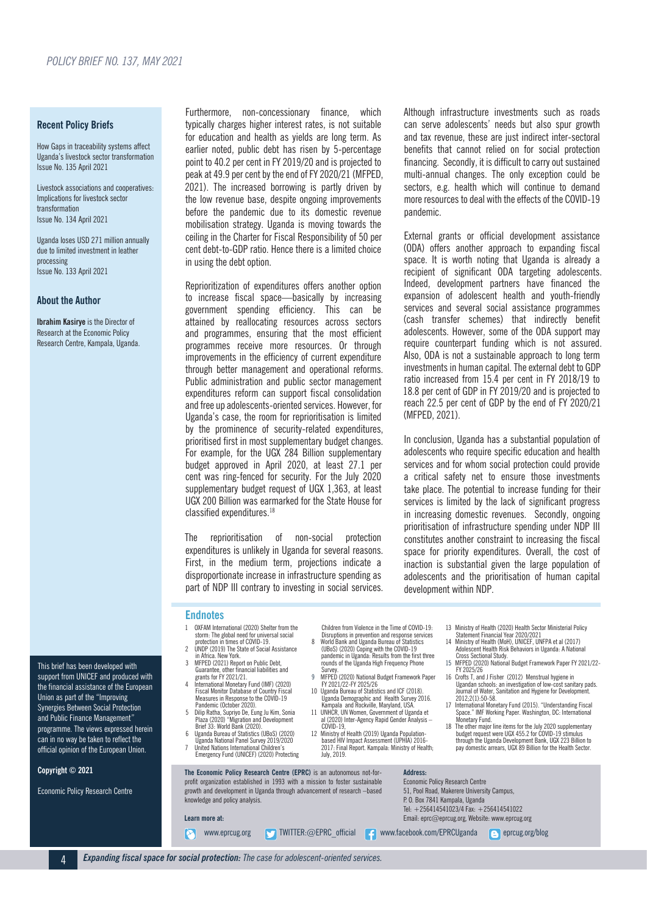## Recent Policy Briefs

How Gaps in traceability systems affect Uganda's livestock sector transformation
Issue No. 135 April 2021

Livestock associations and cooperatives: Implications for livestock sector transformation
Issue No. 134 April 2021

Uganda loses USD 271 million annually due to limited investment in leather processing
Issue No. 133 April 2021

## About the Author

**Ibrahim Kasirye** is the Director of Research at the Economic Policy Research Centre, Kampala, Uganda.

Furthermore, non-concessionary finance, which typically charges higher interest rates, is not suitable for education and health as yields are long term. As earlier noted, public debt has risen by 5-percentage point to 40.2 per cent in FY 2019/20 and is projected to peak at 49.9 per cent by the end of FY 2020/21 (MFPED, 2021). The increased borrowing is partly driven by the low revenue base, despite ongoing improvements before the pandemic due to its domestic revenue mobilisation strategy. Uganda is moving towards the ceiling in the Charter for Fiscal Responsibility of 50 per cent debt-to-GDP ratio. Hence there is a limited choice in using the debt option.

Reprioritization of expenditures offers another option to increase fiscal space—basically by increasing government spending efficiency. This can be attained by reallocating resources across sectors and programmes, ensuring that the most efficient programmes receive more resources. Or through improvements in the efficiency of current expenditure through better management and operational reforms. Public administration and public sector management expenditures reform can support fiscal consolidation and free up adolescents-oriented services. However, for Uganda's case, the room for reprioritisation is limited by the prominence of security-related expenditures, prioritised first in most supplementary budget changes. For example, for the UGX 284 Billion supplementary budget approved in April 2020, at least 27.1 per cent was ring-fenced for security. For the July 2020 supplementary budget request of UGX 1,363, at least UGX 200 Billion was earmarked for the State House for classified expenditures.[18]

The reprioritisation of non-social protection expenditures is unlikely in Uganda for several reasons. First, in the medium term, projections indicate a disproportionate increase in infrastructure spending as part of NDP III contrary to investing in social services. Although infrastructure investments such as roads can serve adolescents' needs but also spur growth and tax revenue, these are just indirect inter-sectoral benefits that cannot relied on for social protection financing. Secondly, it is difficult to carry out sustained multi-annual changes. The only exception could be sectors, e.g. health which will continue to demand more resources to deal with the effects of the COVID-19 pandemic.

External grants or official development assistance (ODA) offers another approach to expanding fiscal space. It is worth noting that Uganda is already a recipient of significant ODA targeting adolescents. Indeed, development partners have financed the expansion of adolescent health and youth-friendly services and several social assistance programmes (cash transfer schemes) that indirectly benefit adolescents. However, some of the ODA support may require counterpart funding which is not assured. Also, ODA is not a sustainable approach to long term investments in human capital. The external debt to GDP ratio increased from 15.4 per cent in FY 2018/19 to 18.8 per cent of GDP in FY 2019/20 and is projected to reach 22.5 per cent of GDP by the end of FY 2020/21 (MFPED, 2021).

In conclusion, Uganda has a substantial population of adolescents who require specific education and health services and for whom social protection could provide a critical safety net to ensure those investments take place. The potential to increase funding for their services is limited by the lack of significant progress in increasing domestic revenues. Secondly, ongoing prioritisation of infrastructure spending under NDP III constitutes another constraint to increasing the fiscal space for priority expenditures. Overall, the cost of inaction is substantial given the large population of adolescents and the prioritisation of human capital development within NDP.

## Endnotes

1. OXFAM International (2020) Shelter from the storm: The global need for universal social protection in times of COVID-19.
2. UNDP (2019) The State of Social Assistance in Africa. New York.
3. MFPED (2021) Report on Public Debt, Guarantee, other financial liabilities and grants for FY 2021/21.
4. International Monetary Fund (IMF) (2020) Fiscal Monitor Database of Country Fiscal Measures in Response to the COVID-19 Pandemic (October 2020).
5. Dilip Ratha, Supriyo De, Eung Ju Kim, Sonia Plaza (2020) "Migration and Development Brief 33: World Bank (2020).
6. Uganda Bureau of Statistics (UBoS) (2020) Uganda National Panel Survey 2019/2020
7. United Nations International Children's Emergency Fund (UNICEF) (2020) Protecting Children from Violence in the Time of COVID-19: Disruptions in prevention and response services
8. World Bank and Uganda Bureau of Statistics (UBoS) (2020) Coping with the COVID-19 pandemic in Uganda: Results from the first three rounds of the Uganda High Frequency Phone Survey.
9. MFPED (2020) National Budget Framework Paper FY 2021/22-FY 2025/26
10. Uganda Bureau of Statistics and ICF (2018). Uganda Demographic and Health Survey 2016. Kampala and Rockville, Maryland, USA.
11. UNHCR, UN Women, Government of Uganda et al (2020) Inter-Agency Rapid Gender Analysis – COVID-19,
12. Ministry of Health (2019) Uganda Population-based HIV Impact Assessment (UPHIA) 2016-2017: Final Report. Kampala: Ministry of Health; July, 2019.
13. Ministry of Health (2020) Health Sector Ministerial Policy Statement Financial Year 2020/2021
14. Ministry of Health (MoH), UNICEF, UNFPA et al (2017) Adolescent Health Risk Behaviors in Uganda: A National Cross Sectional Study.
15. MFPED (2020) National Budget Framework Paper FY 2021/22-FY 2025/26
16. Crofts T, and J Fisher (2012) Menstrual hygiene in Ugandan schools: an investigation of low-cost sanitary pads. Journal of Water, Sanitation and Hygiene for Development. 2012;2(1):50-58.
17. International Monetary Fund (2015). "Understanding Fiscal Space." IMF Working Paper. Washington, DC: International Monetary Fund.
18. The other major line items for the July 2020 supplementary budget request were UGX 455.2 for COVID-19 stimulus through the Uganda Development Bank, UGX 223 Billion to pay domestic arrears, UGX 89 Billion for the Health Sector.

This brief has been developed with support from UNICEF and produced with the financial assistance of the European Union as part of the "Improving Synergies Between Social Protection and Public Finance Management" programme. The views expressed herein can in no way be taken to reflect the official opinion of the European Union.

**Copyright © 2021**

Economic Policy Research Centre

**The Economic Policy Research Centre (EPRC)** is an autonomous not-for-profit organization established in 1993 with a mission to foster sustainable growth and development in Uganda through advancement of research –based knowledge and policy analysis.

**Learn more at:**

www.eprcug.org | TWITTER:@EPRC_official | www.facebook.com/EPRCUganda | eprcug.org/blog

**Address:**
Economic Policy Research Centre
51, Pool Road, Makerere University Campus,
P. O. Box 7841 Kampala, Uganda
Tel: +256414541023/4 Fax: +256414541022
Email: eprc@eprcug.org, Website: www.eprcug.org